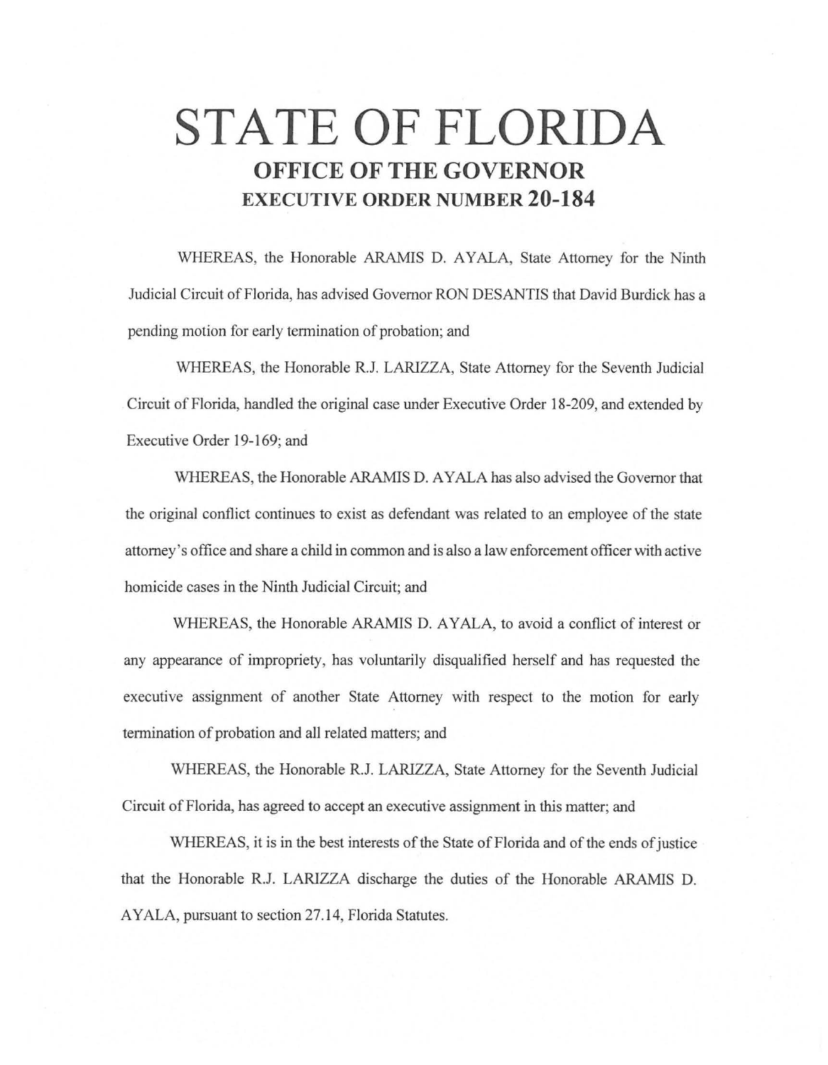# STATE OF FLORIDA

## OFFICE OF THE GOVERNOR

## EXECUTIVE ORDER NUMBER 20-184

WHEREAS, the Honorable ARAMIS D. AYALA, State Attorney for the Ninth Judicial Circuit of Florida, has advised Governor RON DESANTIS that David Burdick has a pending motion for early termination of probation; and

WHEREAS, the Honorable R.J. LARIZZA, State Attorney for the Seventh Judicial Circuit of Florida, handled the original case under Executive Order 18-209, and extended by Executive Order 19-169; and

WHEREAS, the Honorable ARAMIS D. AYALA has also advised the Governor that the original conflict continues to exist as defendant was related to an employee of the state attorney's office and share a child in common and is also a law enforcement officer with active homicide cases in the Ninth Judicial Circuit; and

WHEREAS, the Honorable ARAMIS D. AYALA, to avoid a conflict of interest or any appearance of impropriety, has voluntarily disqualified herself and has requested the executive assignment of another State Attorney with respect to the motion for early termination of probation and all related matters; and

WHEREAS, the Honorable R.J. LARIZZA, State Attorney for the Seventh Judicial Circuit of Florida, has agreed to accept an executive assignment in this matter; and

WHEREAS, it is in the best interests of the State of Florida and of the ends of justice that the Honorable R.J. LARIZZA discharge the duties of the Honorable ARAMIS D. AYALA, pursuant to section 27.14, Florida Statutes.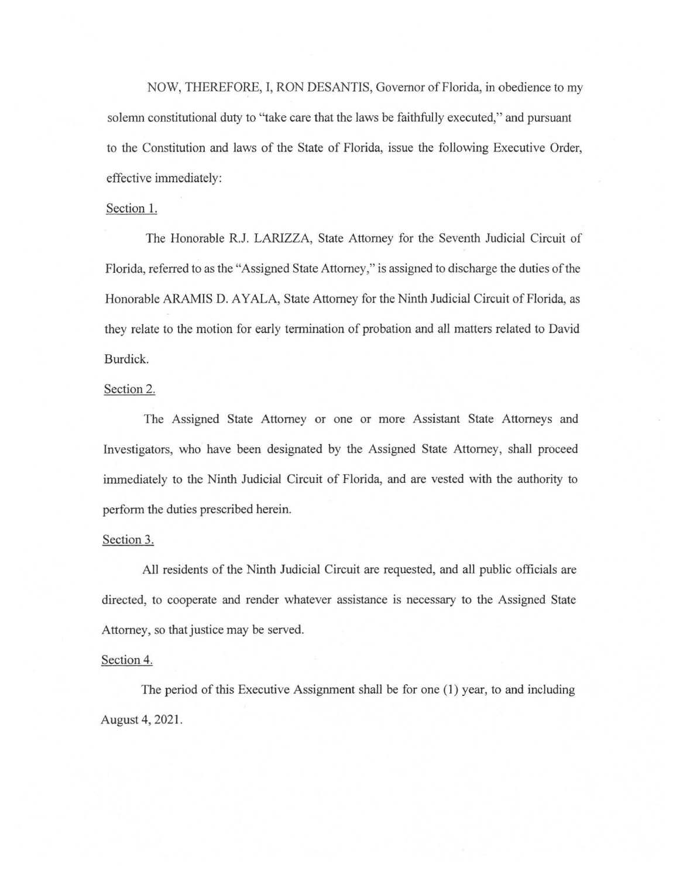NOW, THEREFORE, I, RON DESANTIS, Governor of Florida, in obedience to my solemn constitutional duty to "take care that the laws be faithfully executed," and pursuant to the Constitution and laws of the State of Florida, issue the following Executive Order, effective immediately:

Section 1.

The Honorable R.J. LARIZZA, State Attorney for the Seventh Judicial Circuit of Florida, referred to as the "Assigned State Attorney," is assigned to discharge the duties of the Honorable ARAMIS D. AYALA, State Attorney for the Ninth Judicial Circuit of Florida, as they relate to the motion for early termination of probation and all matters related to David Burdick.

Section 2.

The Assigned State Attorney or one or more Assistant State Attorneys and Investigators, who have been designated by the Assigned State Attorney, shall proceed immediately to the Ninth Judicial Circuit of Florida, and are vested with the authority to perform the duties prescribed herein.

Section 3.

All residents of the Ninth Judicial Circuit are requested, and all public officials are directed, to cooperate and render whatever assistance is necessary to the Assigned State Attorney, so that justice may be served.

Section 4.

The period of this Executive Assignment shall be for one (1) year, to and including August 4, 2021.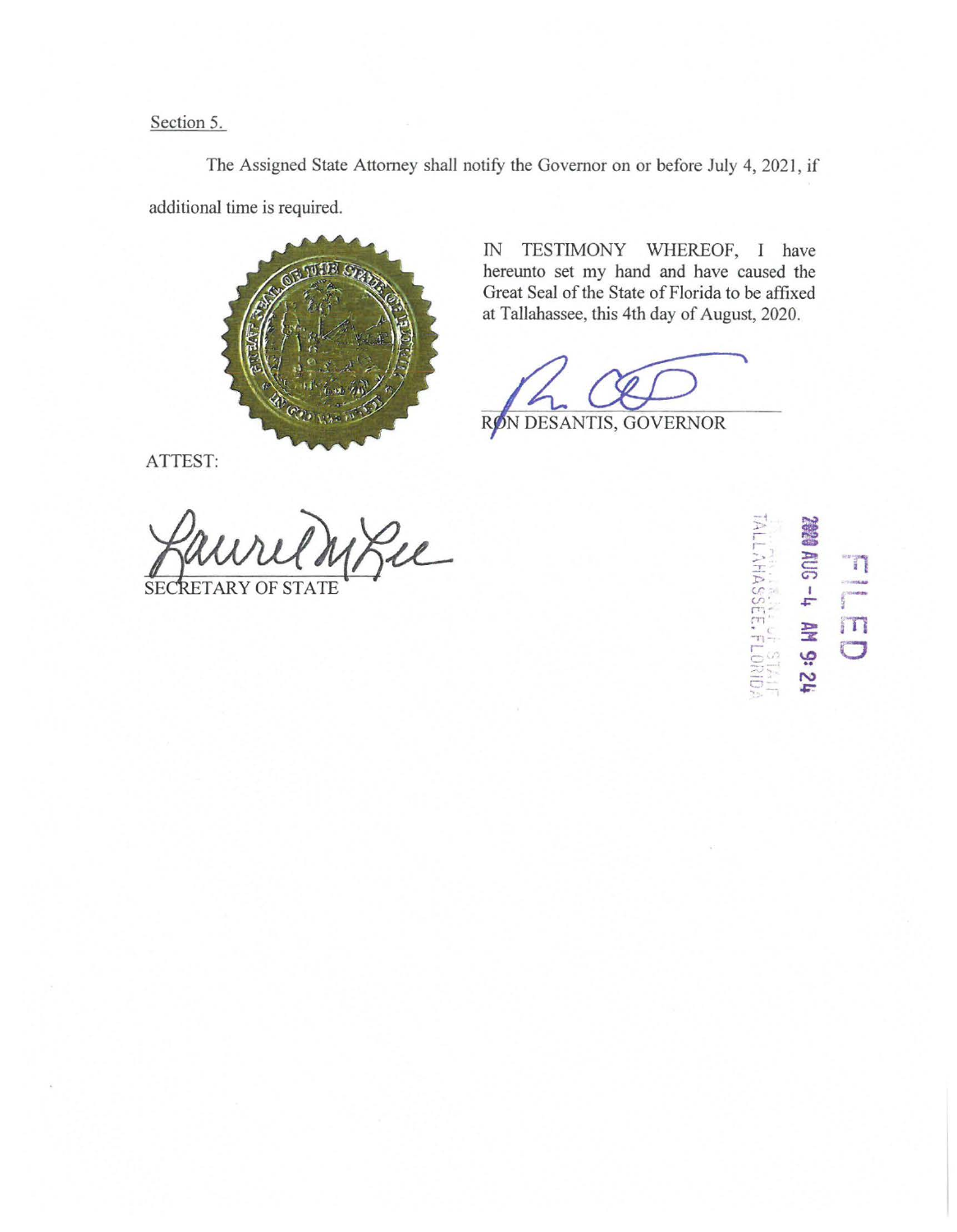Section 5.

The Assigned State Attorney shall notify the Governor on or before July 4, 2021, if additional time is required.

IN TESTIMONY WHEREOF, I have hereunto set my hand and have caused the Great Seal of the State of Florida to be affixed at Tallahassee, this 4th day of August, 2020.

RON DESANTIS, GOVERNOR

ATTEST:

SECRETARY OF STATE

FILED

2020 AUG -4 AM 9:24

DEPARTMENT OF STATE
TALLAHASSEE, FLORIDA